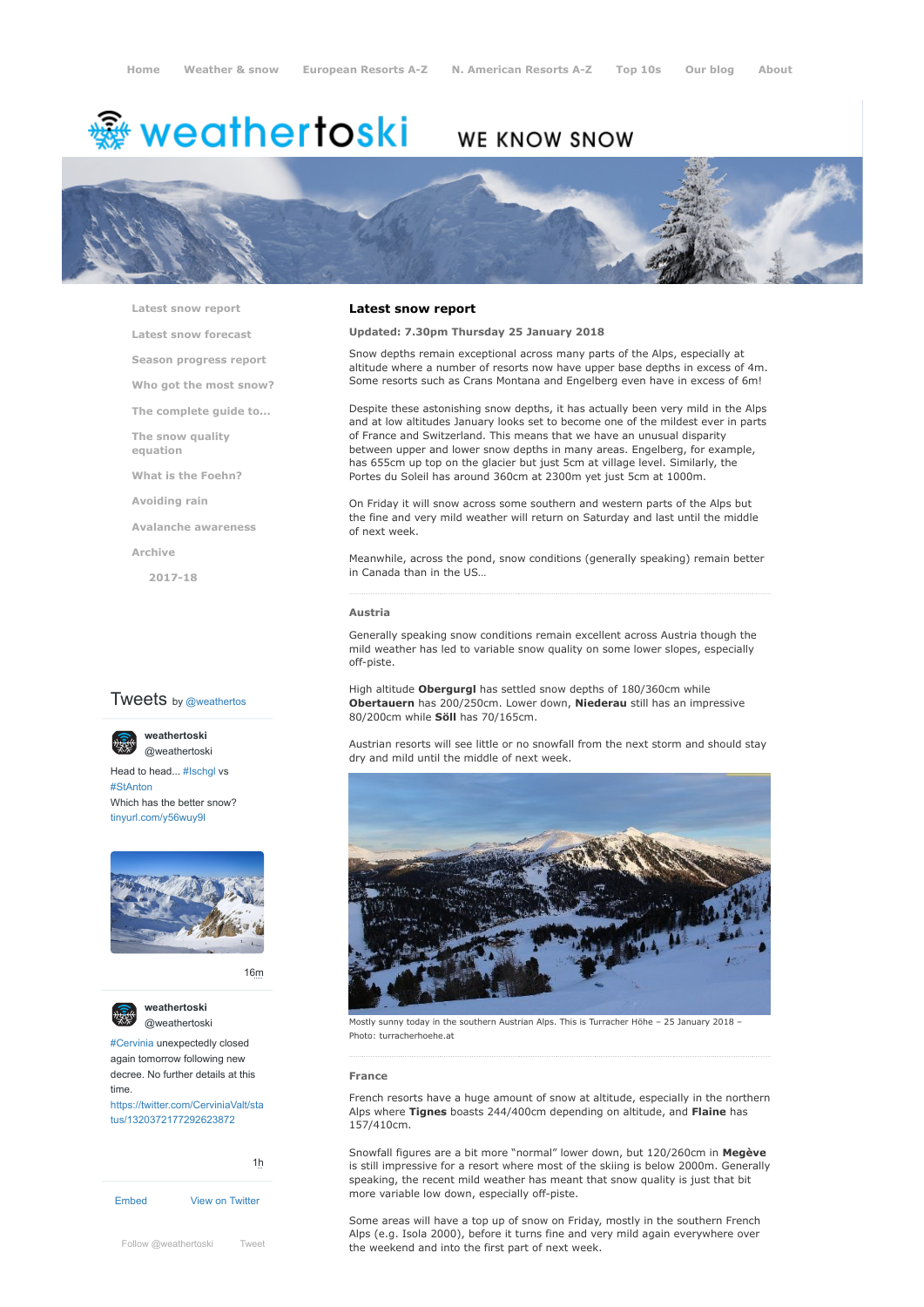Home Weather & snow European Resorts A-Z N. American Resorts A-Z Top 10s Our blog About

# weathertoski WE KNOW SNOW

- Latest snow report
- Latest snow forecast
- Season progress report
- Who got the most snow?
- The complete guide to...
- The snow quality equation
- What is the Foehn?
- Avoiding rain
- Avalanche awareness
- Archive
  - 2017-18

## Latest snow report

**Updated: 7.30pm Thursday 25 January 2018**

Snow depths remain exceptional across many parts of the Alps, especially at altitude where a number of resorts now have upper base depths in excess of 4m. Some resorts such as Crans Montana and Engelberg even have in excess of 6m!

Despite these astonishing snow depths, it has actually been very mild in the Alps and at low altitudes January looks set to become one of the mildest ever in parts of France and Switzerland. This means that we have an unusual disparity between upper and lower snow depths in many areas. Engelberg, for example, has 655cm up top on the glacier but just 5cm at village level. Similarly, the Portes du Soleil has around 360cm at 2300m yet just 5cm at 1000m.

On Friday it will snow across some southern and western parts of the Alps but the fine and very mild weather will return on Saturday and last until the middle of next week.

Meanwhile, across the pond, snow conditions (generally speaking) remain better in Canada than in the US…

### Austria

Generally speaking snow conditions remain excellent across Austria though the mild weather has led to variable snow quality on some lower slopes, especially off-piste.

High altitude **Obergurgl** has settled snow depths of 180/360cm while **Obertauern** has 200/250cm. Lower down, **Niederau** still has an impressive 80/200cm while **Söll** has 70/165cm.

Austrian resorts will see little or no snowfall from the next storm and should stay dry and mild until the middle of next week.

Mostly sunny today in the southern Austrian Alps. This is Turracher Höhe – 25 January 2018 – Photo: turracherhoehe.at

### France

French resorts have a huge amount of snow at altitude, especially in the northern Alps where **Tignes** boasts 244/400cm depending on altitude, and **Flaine** has 157/410cm.

Snowfall figures are a bit more "normal" lower down, but 120/260cm in **Megève** is still impressive for a resort where most of the skiing is below 2000m. Generally speaking, the recent mild weather has meant that snow quality is just that bit more variable low down, especially off-piste.

Some areas will have a top up of snow on Friday, mostly in the southern French Alps (e.g. Isola 2000), before it turns fine and very mild again everywhere over the weekend and into the first part of next week.

Tweets by @weathertos

weathertoski @weathertoski
Head to head... #Ischgl vs #StAnton
Which has the better snow?
tinyurl.com/y56wuy9l
16m

weathertoski @weathertoski
#Cervinia unexpectedly closed again tomorrow following new decree. No further details at this time.
https://twitter.com/CerviniaValt/status/1320372177292623872
1h

Embed View on Twitter

Follow @weathertoski Tweet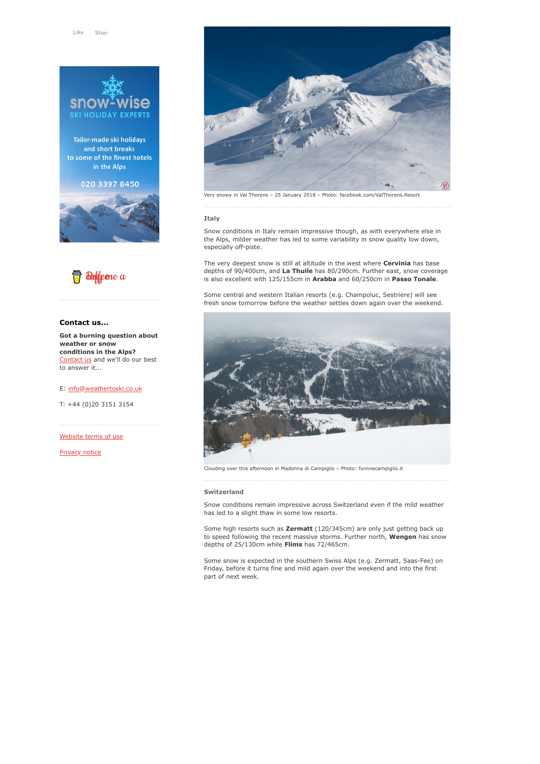Like Share

snow-wise SKI HOLIDAY EXPERTS

Tailor-made ski holidays and short breaks to some of the finest hotels in the Alps

020 3397 8450

Buy me a coffee

### Contact us...

**Got a burning question about weather or snow conditions in the Alps?** Contact us and we'll do our best to answer it...

E: info@weathertoski.co.uk

T: +44 (0)20 3151 3154

Website terms of use

Privacy notice

Very snowy in Val Thorens – 25 January 2018 – Photo: facebook.com/ValThorens.Resort

## Italy

Snow conditions in Italy remain impressive though, as with everywhere else in the Alps, milder weather has led to some variability in snow quality low down, especially off-piste.

The very deepest snow is still at altitude in the west where **Cervinia** has base depths of 90/400cm, and **La Thuile** has 80/290cm. Further east, snow coverage is also excellent with 125/155cm in **Arabba** and 60/250cm in **Passo Tonale**.

Some central and western Italian resorts (e.g. Champoluc, Sestriere) will see fresh snow tomorrow before the weather settles down again over the weekend.

Clouding over this afternoon in Madonna di Campiglio – Photo: funiviecampiglio.it

## Switzerland

Snow conditions remain impressive across Switzerland even if the mild weather has led to a slight thaw in some low resorts.

Some high resorts such as **Zermatt** (120/345cm) are only just getting back up to speed following the recent massive storms. Further north, **Wengen** has snow depths of 25/130cm while **Flims** has 72/465cm.

Some snow is expected in the southern Swiss Alps (e.g. Zermatt, Saas-Fee) on Friday, before it turns fine and mild again over the weekend and into the first part of next week.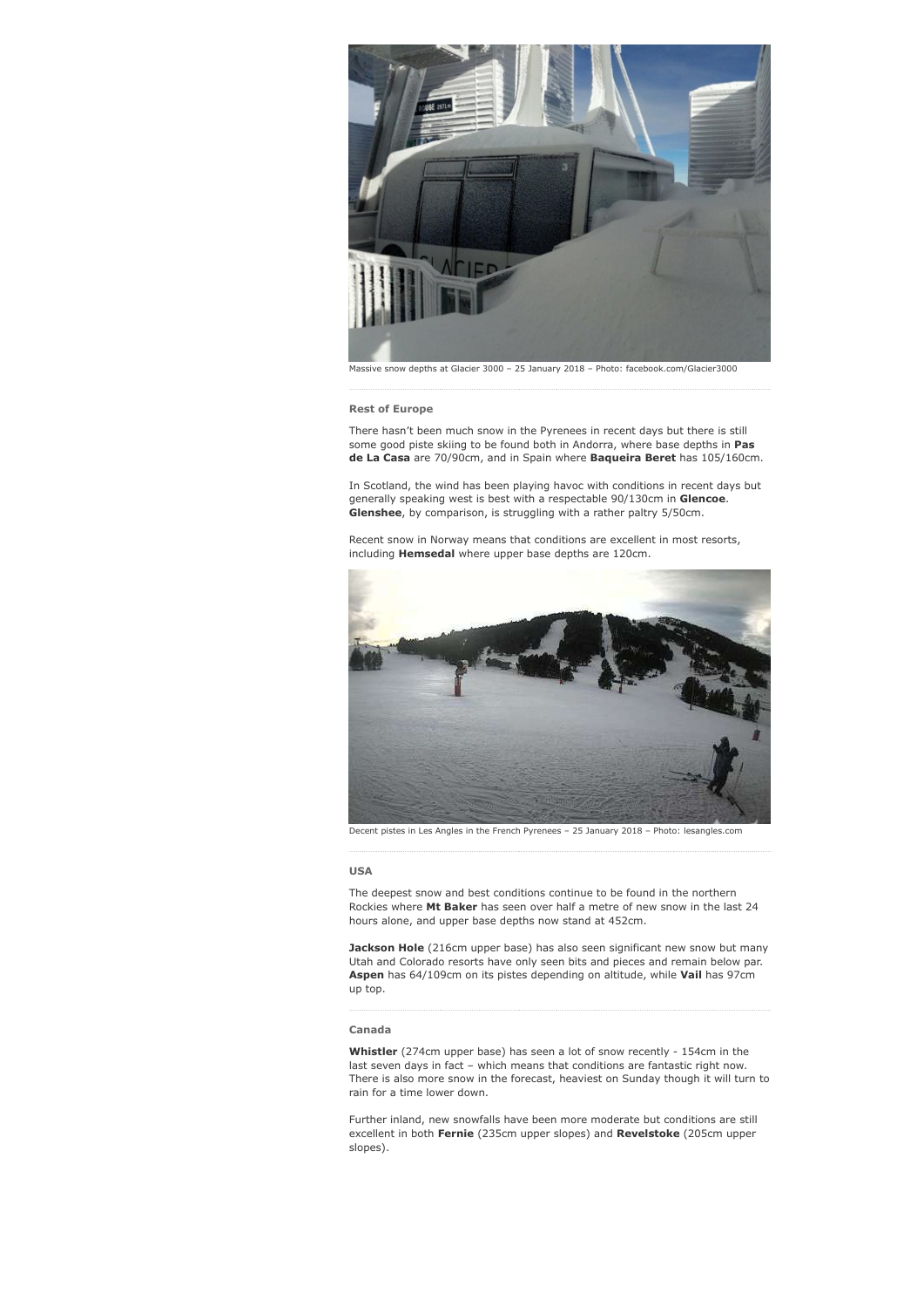Massive snow depths at Glacier 3000 – 25 January 2018 – Photo: facebook.com/Glacier3000

### Rest of Europe

There hasn't been much snow in the Pyrenees in recent days but there is still some good piste skiing to be found both in Andorra, where base depths in **Pas de La Casa** are 70/90cm, and in Spain where **Baqueira Beret** has 105/160cm.

In Scotland, the wind has been playing havoc with conditions in recent days but generally speaking west is best with a respectable 90/130cm in **Glencoe**. **Glenshee**, by comparison, is struggling with a rather paltry 5/50cm.

Recent snow in Norway means that conditions are excellent in most resorts, including **Hemsedal** where upper base depths are 120cm.

Decent pistes in Les Angles in the French Pyrenees – 25 January 2018 – Photo: lesangles.com

### USA

The deepest snow and best conditions continue to be found in the northern Rockies where **Mt Baker** has seen over half a metre of new snow in the last 24 hours alone, and upper base depths now stand at 452cm.

**Jackson Hole** (216cm upper base) has also seen significant new snow but many Utah and Colorado resorts have only seen bits and pieces and remain below par. **Aspen** has 64/109cm on its pistes depending on altitude, while **Vail** has 97cm up top.

### Canada

**Whistler** (274cm upper base) has seen a lot of snow recently - 154cm in the last seven days in fact – which means that conditions are fantastic right now. There is also more snow in the forecast, heaviest on Sunday though it will turn to rain for a time lower down.

Further inland, new snowfalls have been more moderate but conditions are still excellent in both **Fernie** (235cm upper slopes) and **Revelstoke** (205cm upper slopes).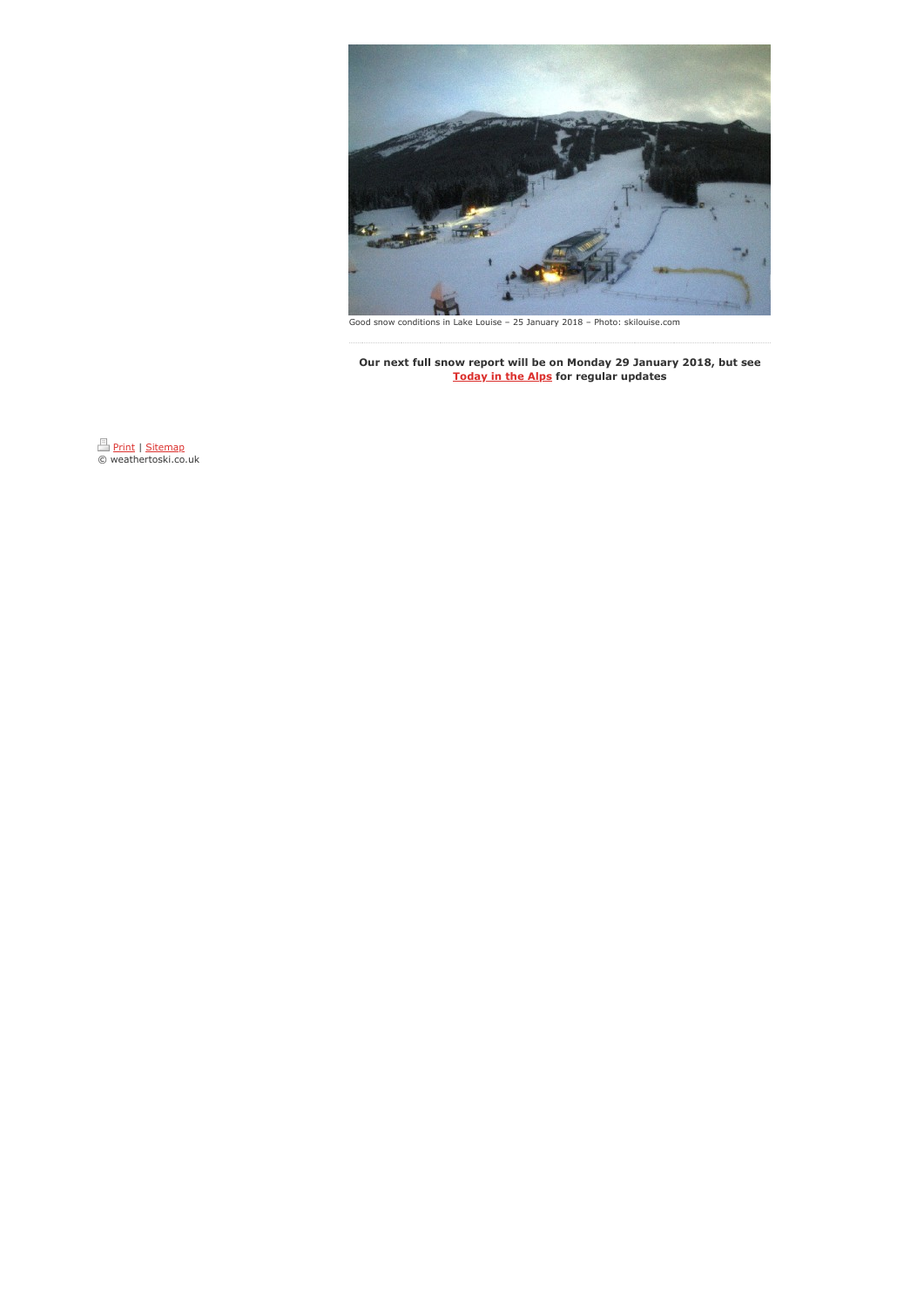Good snow conditions in Lake Louise – 25 January 2018 – Photo: skilouise.com

**Our next full snow report will be on Monday 29 January 2018, but see [Today in the Alps] for regular updates**

Print | Sitemap
© weathertoski.co.uk